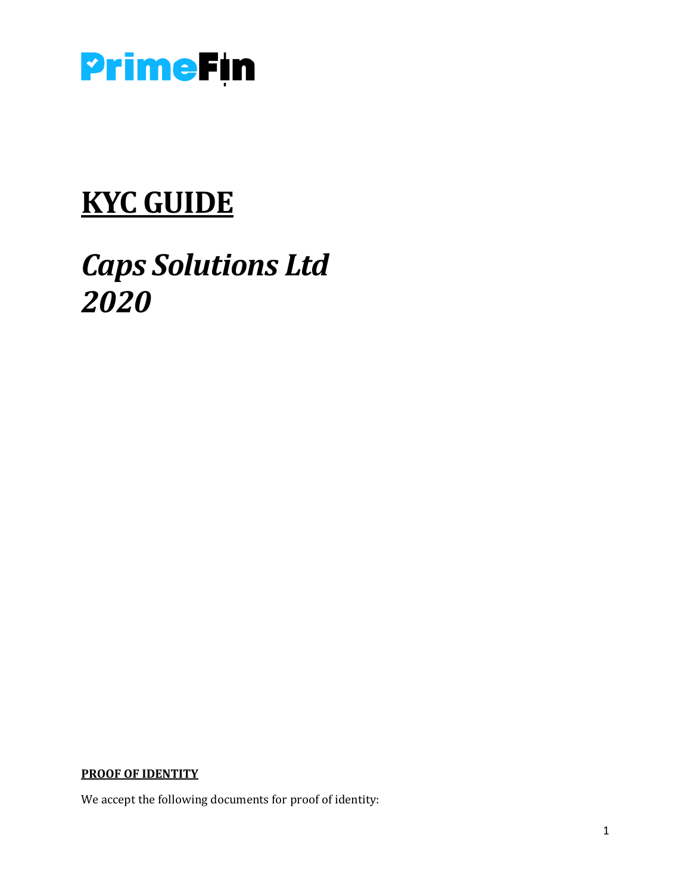PrimeFin

# **KYC GUIDE**

# ***Caps Solutions Ltd 2020***

**PROOF OF IDENTITY**

We accept the following documents for proof of identity: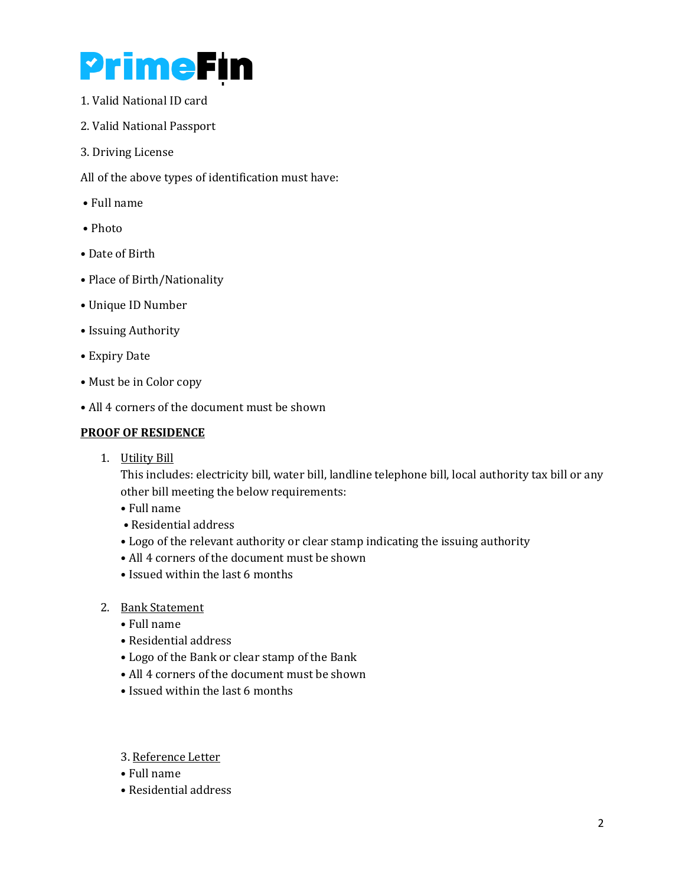PrimeFin

1. Valid National ID card

2. Valid National Passport

3. Driving License

All of the above types of identification must have:

- Full name
- Photo
- Date of Birth
- Place of Birth/Nationality
- Unique ID Number
- Issuing Authority
- Expiry Date
- Must be in Color copy
- All 4 corners of the document must be shown

**PROOF OF RESIDENCE**

1. Utility Bill
   This includes: electricity bill, water bill, landline telephone bill, local authority tax bill or any other bill meeting the below requirements:
   - Full name
   - Residential address
   - Logo of the relevant authority or clear stamp indicating the issuing authority
   - All 4 corners of the document must be shown
   - Issued within the last 6 months

2. Bank Statement
   - Full name
   - Residential address
   - Logo of the Bank or clear stamp of the Bank
   - All 4 corners of the document must be shown
   - Issued within the last 6 months

3. Reference Letter
   - Full name
   - Residential address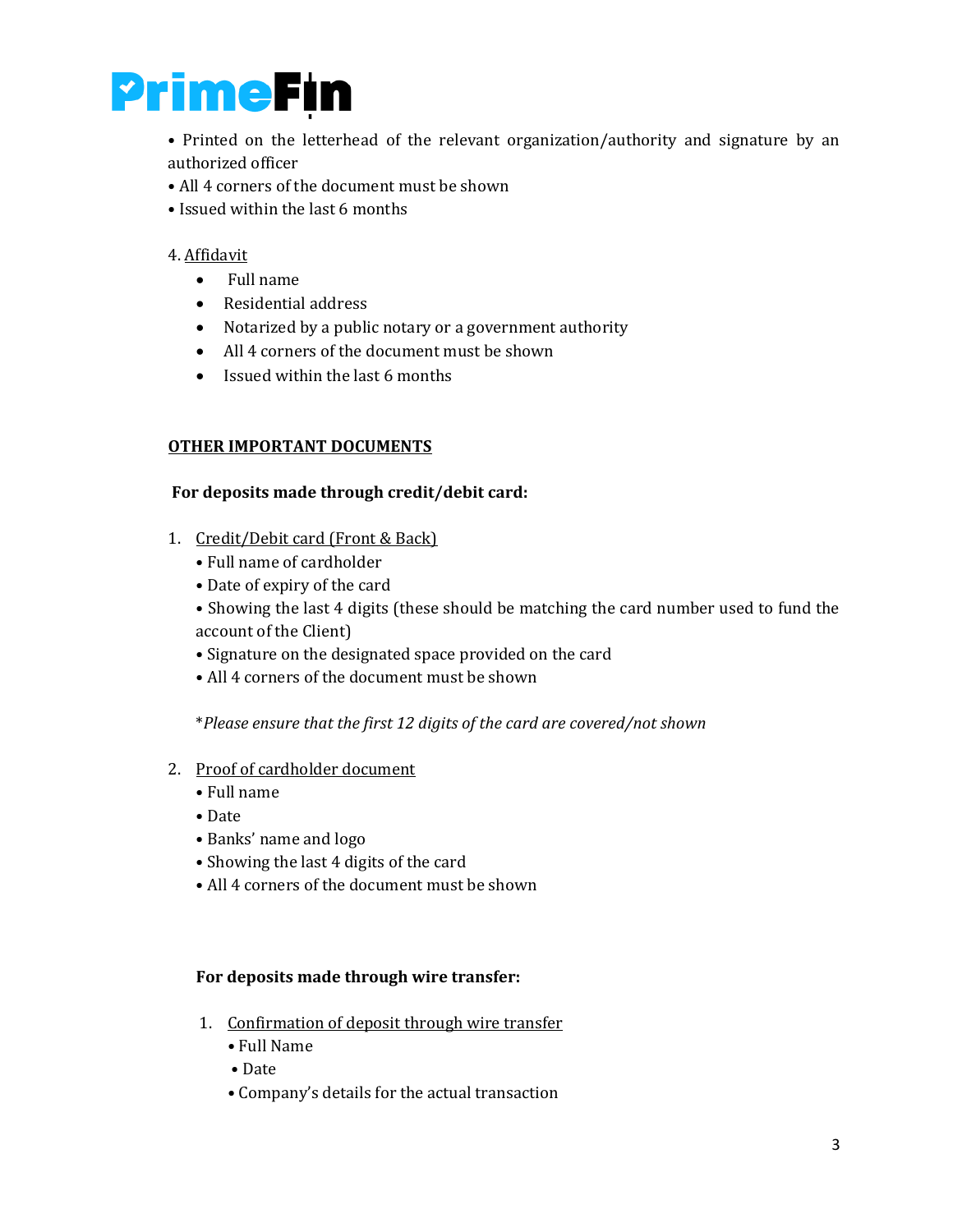• Printed on the letterhead of the relevant organization/authority and signature by an authorized officer
• All 4 corners of the document must be shown
• Issued within the last 6 months

4. Affidavit
   - Full name
   - Residential address
   - Notarized by a public notary or a government authority
   - All 4 corners of the document must be shown
   - Issued within the last 6 months

**OTHER IMPORTANT DOCUMENTS**

**For deposits made through credit/debit card:**

1. Credit/Debit card (Front & Back)
   • Full name of cardholder
   • Date of expiry of the card
   • Showing the last 4 digits (these should be matching the card number used to fund the account of the Client)
   • Signature on the designated space provided on the card
   • All 4 corners of the document must be shown

   *\*Please ensure that the first 12 digits of the card are covered/not shown*

2. Proof of cardholder document
   • Full name
   • Date
   • Banks' name and logo
   • Showing the last 4 digits of the card
   • All 4 corners of the document must be shown

**For deposits made through wire transfer:**

1. Confirmation of deposit through wire transfer
   • Full Name
   • Date
   • Company's details for the actual transaction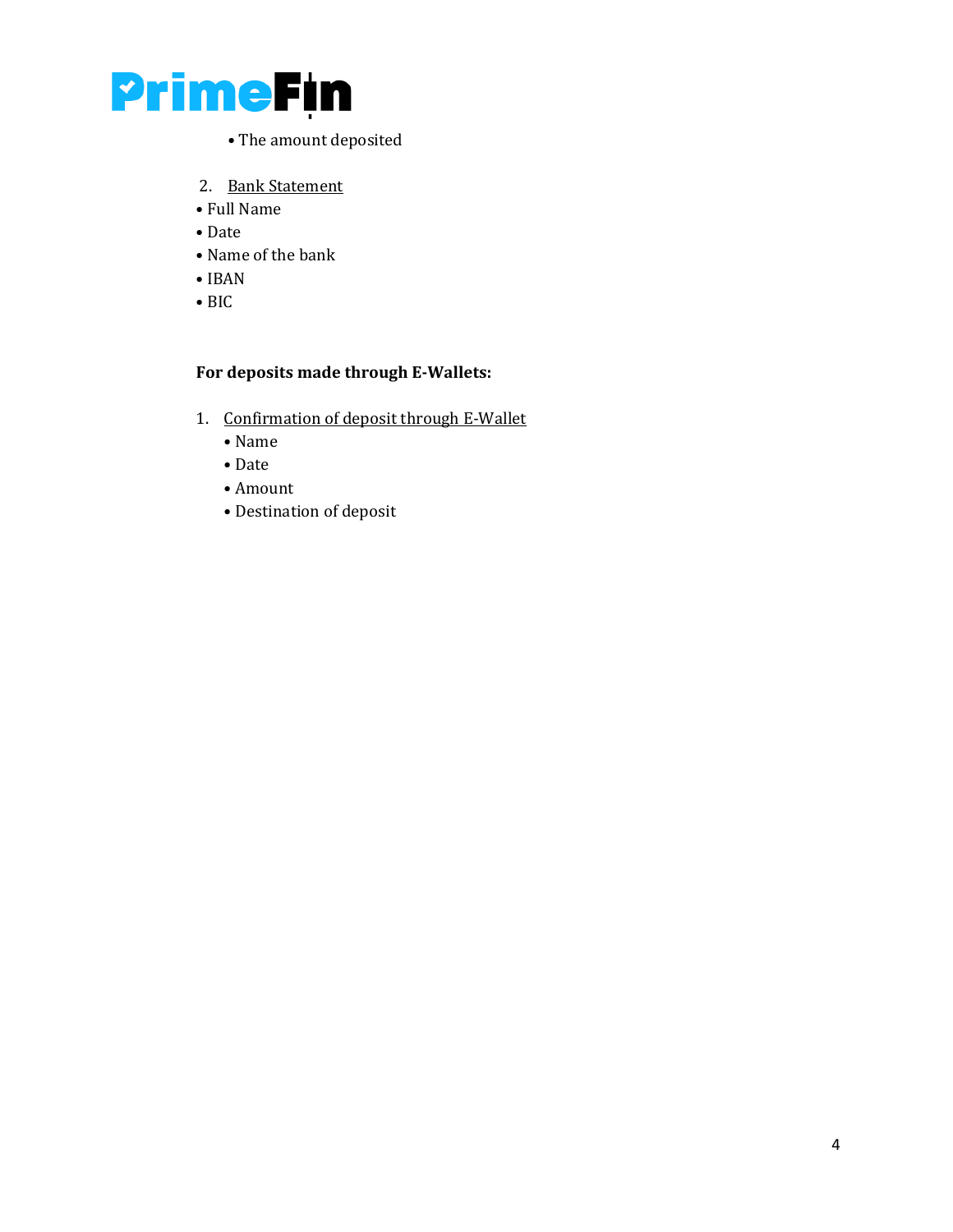- The amount deposited

2. Bank Statement

- Full Name
- Date
- Name of the bank
- IBAN
- BIC

**For deposits made through E-Wallets:**

1. Confirmation of deposit through E-Wallet
   - Name
   - Date
   - Amount
   - Destination of deposit